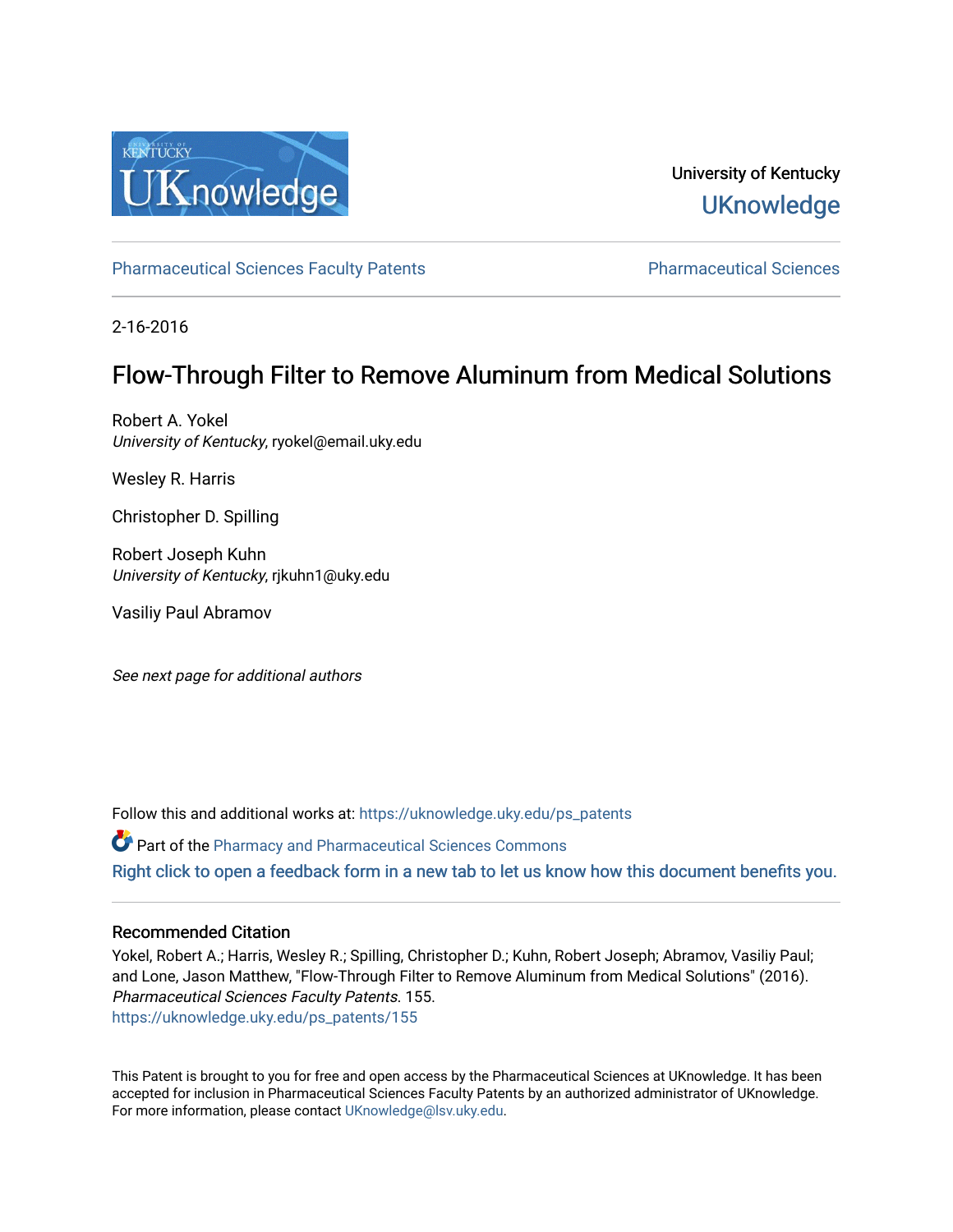University of Kentucky

UKnowledge

Pharmaceutical Sciences Faculty Patents

Pharmaceutical Sciences

2-16-2016

# Flow-Through Filter to Remove Aluminum from Medical Solutions

Robert A. Yokel
*University of Kentucky*, ryokel@email.uky.edu

Wesley R. Harris

Christopher D. Spilling

Robert Joseph Kuhn
*University of Kentucky*, rjkuhn1@uky.edu

Vasiliy Paul Abramov

*See next page for additional authors*

Follow this and additional works at: https://uknowledge.uky.edu/ps_patents

Part of the Pharmacy and Pharmaceutical Sciences Commons

Right click to open a feedback form in a new tab to let us know how this document benefits you.

## Recommended Citation

Yokel, Robert A.; Harris, Wesley R.; Spilling, Christopher D.; Kuhn, Robert Joseph; Abramov, Vasiliy Paul; and Lone, Jason Matthew, "Flow-Through Filter to Remove Aluminum from Medical Solutions" (2016). *Pharmaceutical Sciences Faculty Patents*. 155.
https://uknowledge.uky.edu/ps_patents/155

This Patent is brought to you for free and open access by the Pharmaceutical Sciences at UKnowledge. It has been accepted for inclusion in Pharmaceutical Sciences Faculty Patents by an authorized administrator of UKnowledge. For more information, please contact UKnowledge@lsv.uky.edu.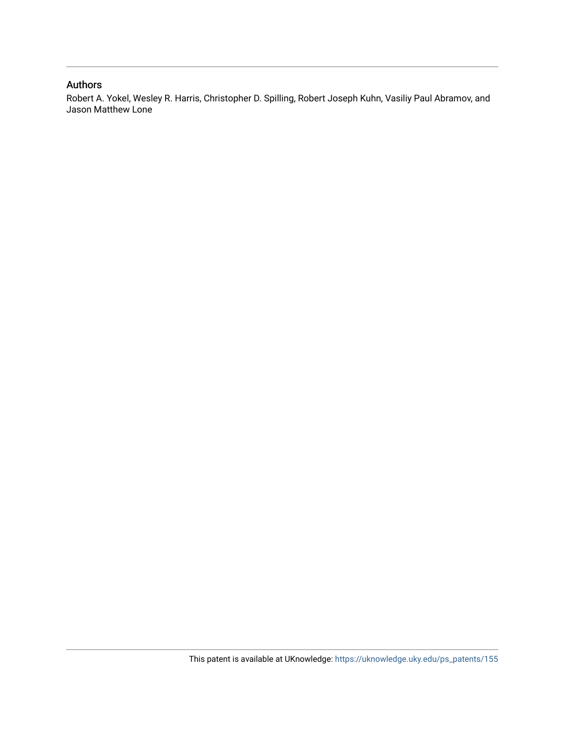## Authors

Robert A. Yokel, Wesley R. Harris, Christopher D. Spilling, Robert Joseph Kuhn, Vasiliy Paul Abramov, and Jason Matthew Lone

This patent is available at UKnowledge: https://uknowledge.uky.edu/ps_patents/155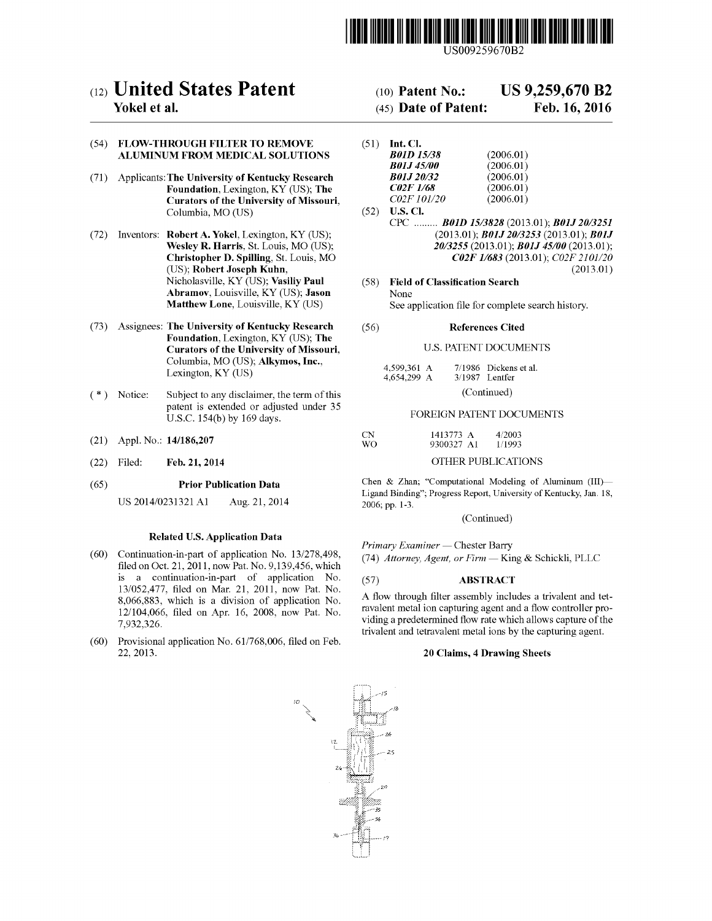US009259670B2

# (12) United States Patent
**Yokel et al.**

**(10) Patent No.: US 9,259,670 B2**

**(45) Date of Patent: Feb. 16, 2016**

(54) **FLOW-THROUGH FILTER TO REMOVE ALUMINUM FROM MEDICAL SOLUTIONS**

(71) Applicants: **The University of Kentucky Research Foundation**, Lexington, KY (US); **The Curators of the University of Missouri**, Columbia, MO (US)

(72) Inventors: **Robert A. Yokel**, Lexington, KY (US); **Wesley R. Harris**, St. Louis, MO (US); **Christopher D. Spilling**, St. Louis, MO (US); **Robert Joseph Kuhn**, Nicholasville, KY (US); **Vasiliy Paul Abramov**, Louisville, KY (US); **Jason Matthew Lone**, Louisville, KY (US)

(73) Assignees: **The University of Kentucky Research Foundation**, Lexington, KY (US); **The Curators of the University of Missouri**, Columbia, MO (US); **Alkymos, Inc.**, Lexington, KY (US)

( * ) Notice: Subject to any disclaimer, the term of this patent is extended or adjusted under 35 U.S.C. 154(b) by 169 days.

(21) Appl. No.: **14/186,207**

(22) Filed: **Feb. 21, 2014**

(65) **Prior Publication Data**

US 2014/0231321 A1 Aug. 21, 2014

**Related U.S. Application Data**

(60) Continuation-in-part of application No. 13/278,498, filed on Oct. 21, 2011, now Pat. No. 9,139,456, which is a continuation-in-part of application No. 13/052,477, filed on Mar. 21, 2011, now Pat. No. 8,066,883, which is a division of application No. 12/104,066, filed on Apr. 16, 2008, now Pat. No. 7,932,326.

(60) Provisional application No. 61/768,006, filed on Feb. 22, 2013.

(51) **Int. Cl.**

| | |
|---|---|
| ***B01D 15/38*** | (2006.01) |
| ***B01J 45/00*** | (2006.01) |
| ***B01J 20/32*** | (2006.01) |
| ***C02F 1/68*** | (2006.01) |
| *C02F 101/20* | (2006.01) |

(52) **U.S. Cl.**

CPC ......... ***B01D 15/3828*** (2013.01); ***B01J 20/3251*** (2013.01); ***B01J 20/3253*** (2013.01); ***B01J 20/3255*** (2013.01); ***B01J 45/00*** (2013.01); ***C02F 1/683*** (2013.01); *C02F 2101/20* (2013.01)

(58) **Field of Classification Search**

None

See application file for complete search history.

(56) **References Cited**

U.S. PATENT DOCUMENTS

| | | |
|---|---|---|
| 4,599,361 A | 7/1986 | Dickens et al. |
| 4,654,299 A | 3/1987 | Lentfer |

(Continued)

FOREIGN PATENT DOCUMENTS

| | | |
|---|---|---|
| CN | 1413773 A | 4/2003 |
| WO | 9300327 A1 | 1/1993 |

OTHER PUBLICATIONS

Chen & Zhan; "Computational Modeling of Aluminum (III)—Ligand Binding"; Progress Report, University of Kentucky, Jan. 18, 2006; pp. 1-3.

(Continued)

*Primary Examiner* — Chester Barry

(74) *Attorney, Agent, or Firm* — King & Schickli, PLLC

(57) **ABSTRACT**

A flow through filter assembly includes a trivalent and tetravalent metal ion capturing agent and a flow controller providing a predetermined flow rate which allows capture of the trivalent and tetravalent metal ions by the capturing agent.

**20 Claims, 4 Drawing Sheets**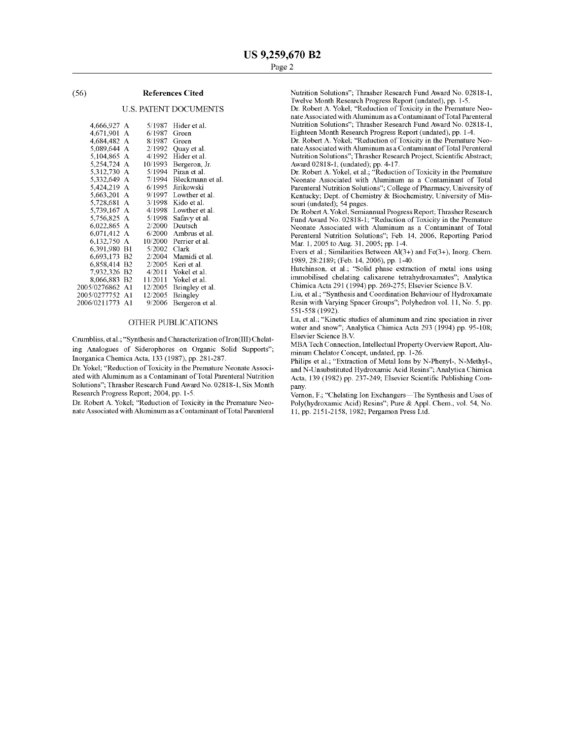(56) **References Cited**

U.S. PATENT DOCUMENTS

| | | |
|---|---|---|
| 4,666,927 A | 5/1987 | Hider et al. |
| 4,671,901 A | 6/1987 | Green |
| 4,684,482 A | 8/1987 | Green |
| 5,089,644 A | 2/1992 | Quay et al. |
| 5,104,865 A | 4/1992 | Hider et al. |
| 5,254,724 A | 10/1993 | Bergeron, Jr. |
| 5,312,730 A | 5/1994 | Piran et al. |
| 5,332,649 A | 7/1994 | Bleckmann et al. |
| 5,424,219 A | 6/1995 | Jirikowski |
| 5,663,201 A | 9/1997 | Lowther et al. |
| 5,728,681 A | 3/1998 | Kido et al. |
| 5,739,167 A | 4/1998 | Lowther et al. |
| 5,756,825 A | 5/1998 | Safavy et al. |
| 6,022,865 A | 2/2000 | Deutsch |
| 6,071,412 A | 6/2000 | Ambrus et al. |
| 6,132,750 A | 10/2000 | Perrier et al. |
| 6,391,980 B1 | 5/2002 | Clark |
| 6,693,173 B2 | 2/2004 | Mamidi et al. |
| 6,858,414 B2 | 2/2005 | Keri et al. |
| 7,932,326 B2 | 4/2011 | Yokel et al. |
| 8,066,883 B2 | 11/2011 | Yokel et al. |
| 2005/0276862 A1 | 12/2005 | Bringley et al. |
| 2005/0277752 A1 | 12/2005 | Bringley |
| 2006/0211773 A1 | 9/2006 | Bergeron et al. |

OTHER PUBLICATIONS

Crumbliss, et al.; "Synthesis and Characterization of Iron(III) Chelating Analogues of Siderophores on Organic Solid Supports"; Inorganica Chemica Acta, 133 (1987), pp. 281-287.

Dr. Yokel; "Reduction of Toxicity in the Premature Neonate Associated with Aluminum as a Contaminant of Total Parenteral Nutrition Solutions"; Thrasher Research Fund Award No. 02818-1, Six Month Research Progress Report; 2004, pp. 1-5.

Dr. Robert A. Yokel; "Reduction of Toxicity in the Premature Neonate Associated with Aluminum as a Contaminant of Total Parenteral Nutrition Solutions"; Thrasher Research Fund Award No. 02818-1, Twelve Month Research Progress Report (undated), pp. 1-5.

Dr. Robert A. Yokel; "Reduction of Toxicity in the Premature Neonate Associated with Aluminum as a Contaminant of Total Parenteral Nutrition Solutions"; Thrasher Research Fund Award No. 02818-1, Eighteen Month Research Progress Report (undated), pp. 1-4.

Dr. Robert A. Yokel; "Reduction of Toxicity in the Premature Neonate Associated with Aluminum as a Contaminant of Total Perenteral Nutrition Solutions"; Thrasher Research Project, Scientific Abstract; Award 02818-1, (undated); pp. 4-17.

Dr. Robert A. Yokel, et al.; "Reduction of Toxicity in the Premature Neonate Associated with Aluminum as a Contaminant of Total Parenteral Nutrition Solutions"; College of Pharmacy, University of Kentucky; Dept. of Chemistry & Biochemistry, University of Missouri (undated); 54 pages.

Dr. Robert A. Yokel, Semiannual Progress Report; Thrasher Research Fund Award No. 02818-1; "Reduction of Toxicity in the Premature Neonate Associated with Aluminum as a Contaminant of Total Perenteral Nutrition Solutions"; Feb. 14, 2006, Reporting Period Mar. 1, 2005 to Aug. 31, 2005; pp. 1-4.

Evers et al.; Similarities Between Al(3+) and Fe(3+), Inorg. Chem. 1989, 28:2189; (Feb. 14, 2006), pp. 1-40.

Hutchinson, et al.; "Solid phase extraction of metal ions using immobilised chelating calixarene tetrahydroxamates"; Analytica Chimica Acta 291 (1994) pp. 269-275; Elsevier Science B.V.

Liu, et al.; "Synthesis and Coordination Behaviour of Hydroxamate Resin with Varying Spacer Groups"; Polyhedron vol. 11, No. 5, pp. 551-558 (1992).

Lu, et al.; "Kinetic studies of aluminum and zinc speciation in river water and snow"; Analytica Chimica Acta 293 (1994) pp. 95-108; Elsevier Science B.V.

MBA Tech Connection, Intellectual Property Overview Report, Aluminum Chelator Concept, undated, pp. 1-26.

Philips et al.; "Extraction of Metal Ions by N-Phenyl-, N-Methyl-, and N-Unsubstituted Hydroxamic Acid Resins"; Analytica Chimica Acta, 139 (1982) pp. 237-249; Elsevier Scientific Publishing Company.

Vernon, F.; "Chelating Ion Exchangers—The Synthesis and Uses of Poly(hydroxamic Acid) Resins"; Pure & Appl. Chem., vol. 54, No. 11, pp. 2151-2158, 1982; Pergamon Press Ltd.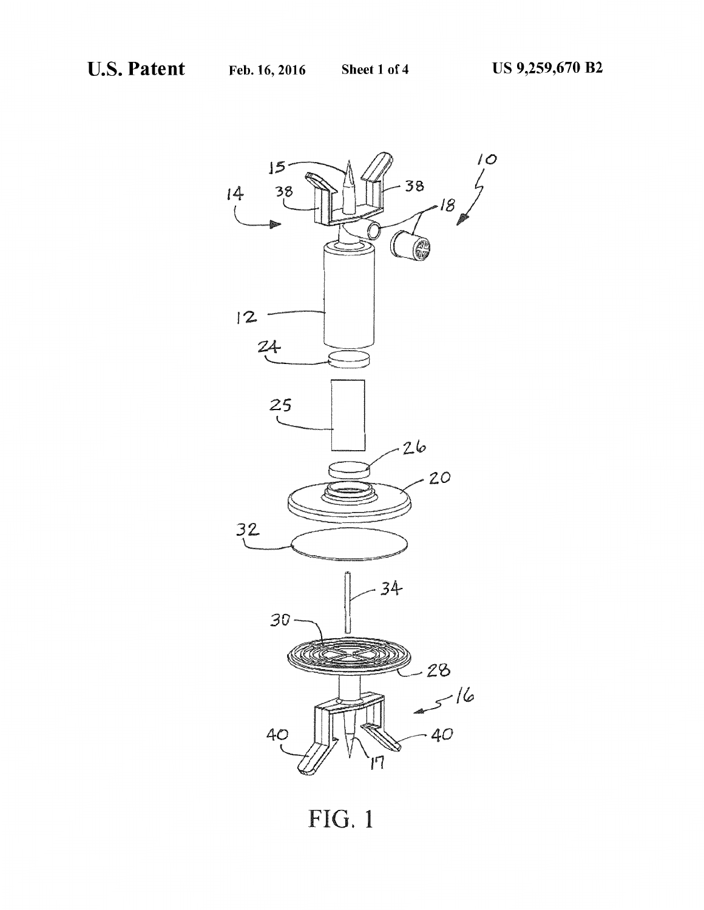FIG. 1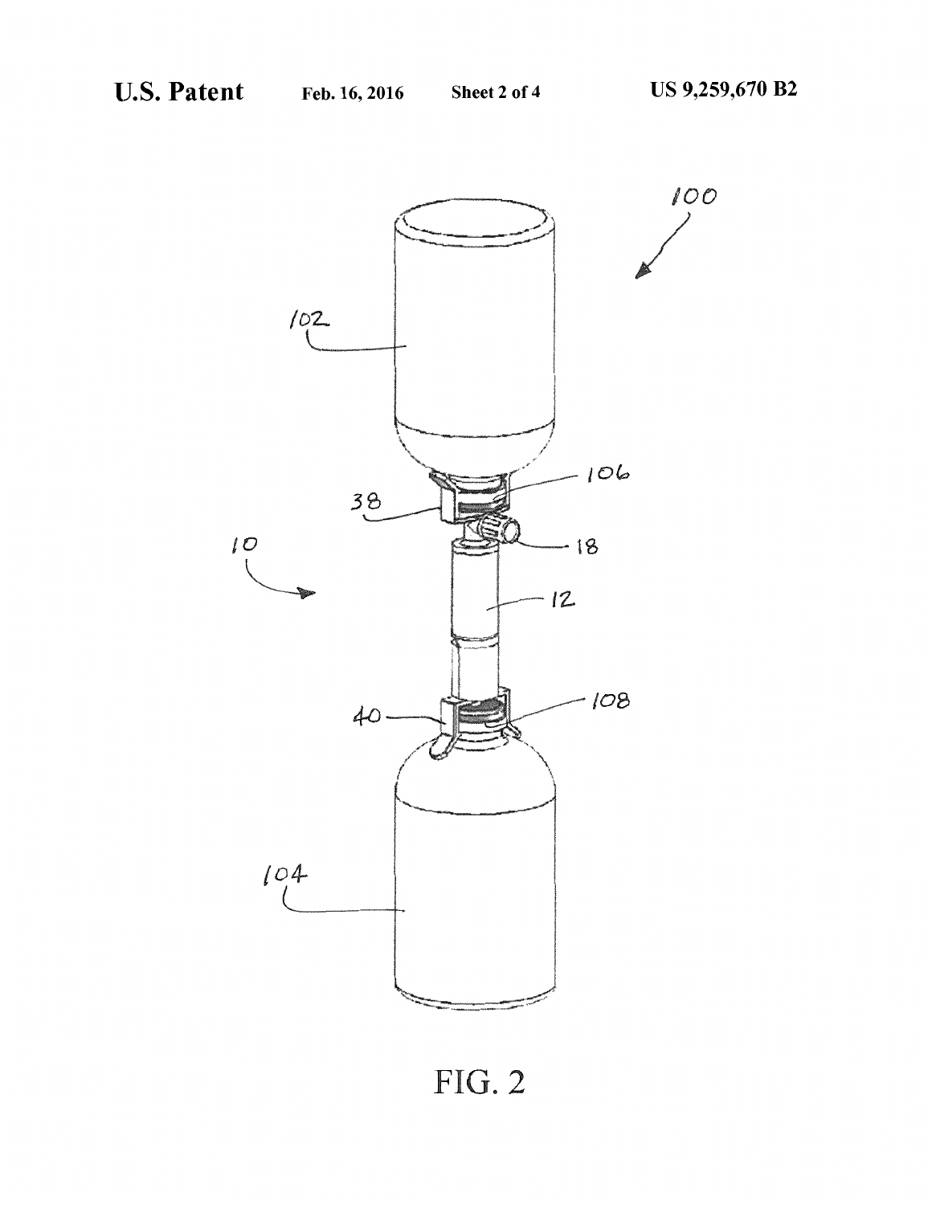FIG. 2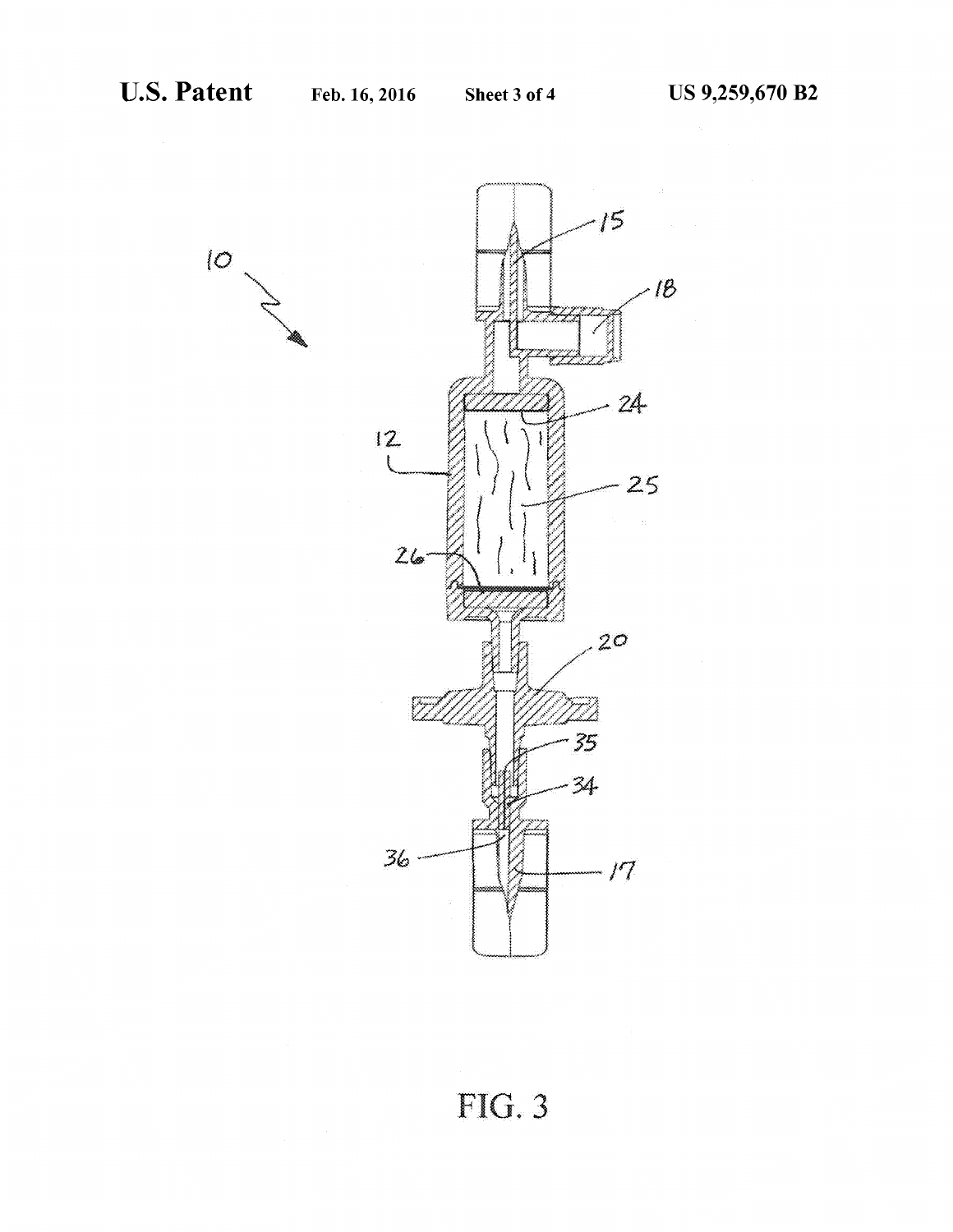FIG. 3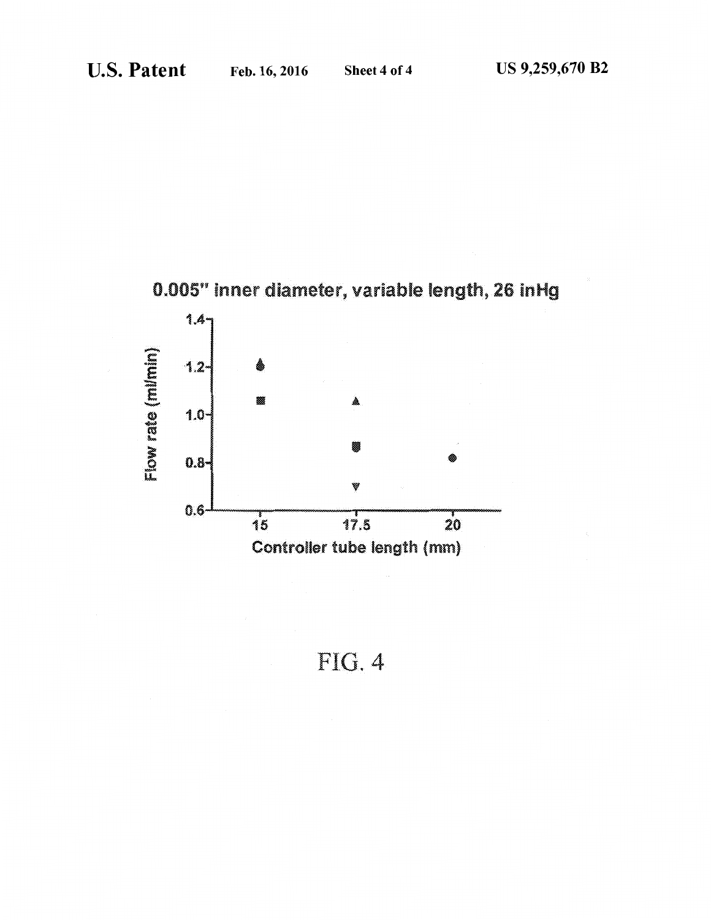0.005" inner diameter, variable length, 26 inHg

Flow rate (ml/min)

Controller tube length (mm)

FIG. 4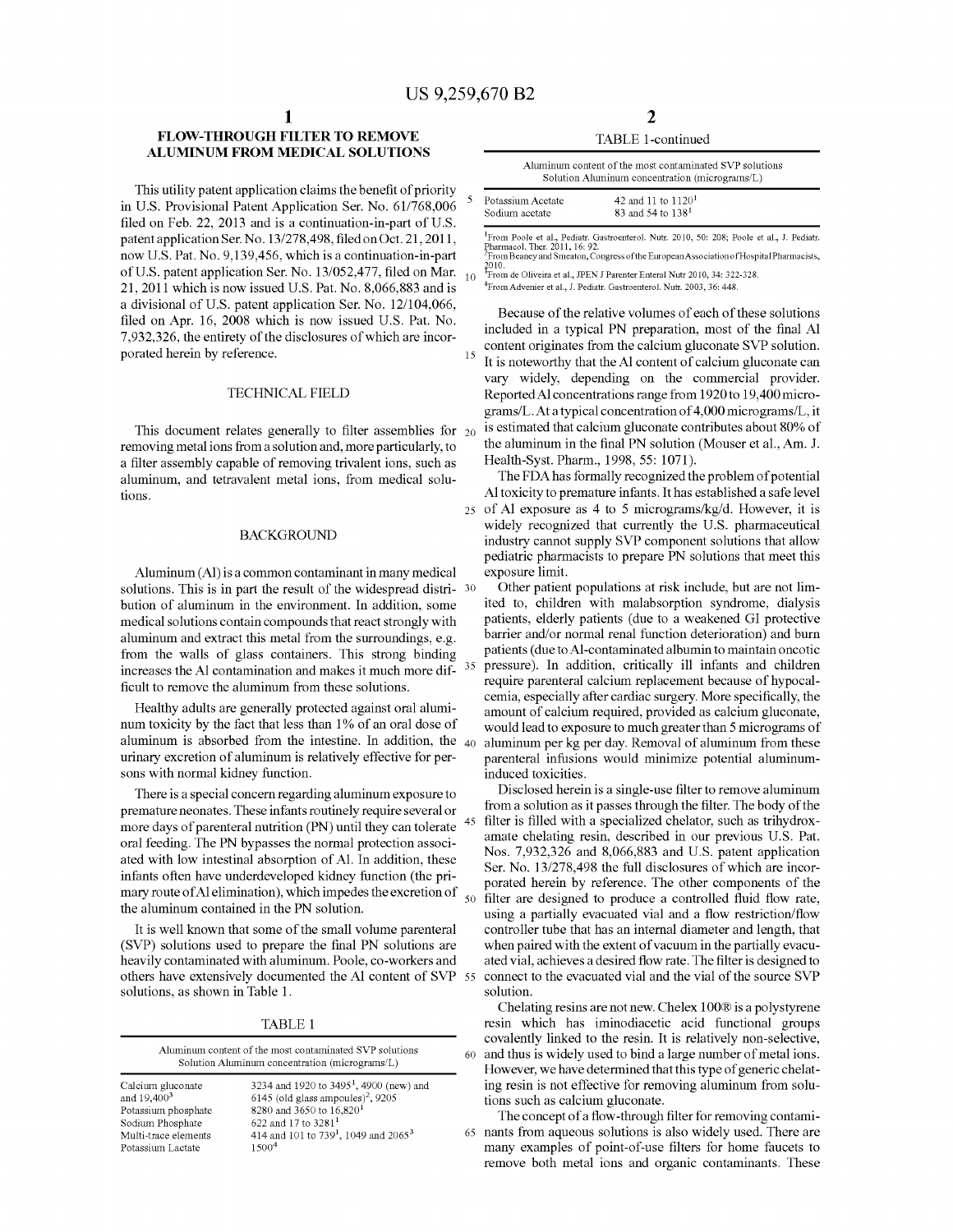# FLOW-THROUGH FILTER TO REMOVE ALUMINUM FROM MEDICAL SOLUTIONS

This utility patent application claims the benefit of priority in U.S. Provisional Patent Application Ser. No. 61/768,006 filed on Feb. 22, 2013 and is a continuation-in-part of U.S. patent application Ser. No. 13/278,498, filed on Oct. 21, 2011, now U.S. Pat. No. 9,139,456, which is a continuation-in-part of U.S. patent application Ser. No. 13/052,477, filed on Mar. 21, 2011 which is now issued U.S. Pat. No. 8,066,883 and is a divisional of U.S. patent application Ser. No. 12/104,066, filed on Apr. 16, 2008 which is now issued U.S. Pat. No. 7,932,326, the entirety of the disclosures of which are incorporated herein by reference.

## TECHNICAL FIELD

This document relates generally to filter assemblies for removing metal ions from a solution and, more particularly, to a filter assembly capable of removing trivalent ions, such as aluminum, and tetravalent metal ions, from medical solutions.

## BACKGROUND

Aluminum (Al) is a common contaminant in many medical solutions. This is in part the result of the widespread distribution of aluminum in the environment. In addition, some medical solutions contain compounds that react strongly with aluminum and extract this metal from the surroundings, e.g. from the walls of glass containers. This strong binding increases the Al contamination and makes it much more difficult to remove the aluminum from these solutions.

Healthy adults are generally protected against oral aluminum toxicity by the fact that less than 1% of an oral dose of aluminum is absorbed from the intestine. In addition, the urinary excretion of aluminum is relatively effective for persons with normal kidney function.

There is a special concern regarding aluminum exposure to premature neonates. These infants routinely require several or more days of parenteral nutrition (PN) until they can tolerate oral feeding. The PN bypasses the normal protection associated with low intestinal absorption of Al. In addition, these infants often have underdeveloped kidney function (the primary route of Al elimination), which impedes the excretion of the aluminum contained in the PN solution.

It is well known that some of the small volume parenteral (SVP) solutions used to prepare the final PN solutions are heavily contaminated with aluminum. Poole, co-workers and others have extensively documented the Al content of SVP solutions, as shown in Table 1.

TABLE 1

Aluminum content of the most contaminated SVP solutions

| Solution | Aluminum concentration (micrograms/L) |
|---|---|
| Calcium gluconate | 3234 and 1920 to 3495[1], 4900 (new) and 6145 (old glass ampoules)[2], 9205 and 19,400[3] |
| Potassium phosphate | 8280 and 3650 to 16,820[1] |
| Sodium Phosphate | 622 and 17 to 3281[1] |
| Multi-trace elements | 414 and 101 to 739[1], 1049 and 2065[3] |
| Potassium Lactate | 1500[4] |
| Potassium Acetate | 42 and 11 to 1120[1] |
| Sodium acetate | 83 and 54 to 138[1] |

[1]From Poole et al., Pediatr. Gastroenterol. Nutr. 2010, 50: 208; Poole et al., J. Pediatr. Pharmacol. Ther. 2011, 16: 92.
[2]From Beaney and Smeaton, Congress of the European Association of Hospital Pharmacists, 2010.
[3]From de Oliveira et al., JPEN J Parenter Enteral Nutr 2010, 34: 322-328.
[4]From Advenier et al., J. Pediatr. Gastroenterol. Nutr. 2003, 36: 448.

Because of the relative volumes of each of these solutions included in a typical PN preparation, most of the final Al content originates from the calcium gluconate SVP solution. It is noteworthy that the Al content of calcium gluconate can vary widely, depending on the commercial provider. Reported Al concentrations range from 1920 to 19,400 micrograms/L. At a typical concentration of 4,000 micrograms/L, it is estimated that calcium gluconate contributes about 80% of the aluminum in the final PN solution (Mouser et al., Am. J. Health-Syst. Pharm., 1998, 55: 1071).

The FDA has formally recognized the problem of potential Al toxicity to premature infants. It has established a safe level of Al exposure as 4 to 5 micrograms/kg/d. However, it is widely recognized that currently the U.S. pharmaceutical industry cannot supply SVP component solutions that allow pediatric pharmacists to prepare PN solutions that meet this exposure limit.

Other patient populations at risk include, but are not limited to, children with malabsorption syndrome, dialysis patients, elderly patients (due to a weakened GI protective barrier and/or normal renal function deterioration) and burn patients (due to Al-contaminated albumin to maintain oncotic pressure). In addition, critically ill infants and children require parenteral calcium replacement because of hypocalcemia, especially after cardiac surgery. More specifically, the amount of calcium required, provided as calcium gluconate, would lead to exposure to much greater than 5 micrograms of aluminum per kg per day. Removal of aluminum from these parenteral infusions would minimize potential aluminum-induced toxicities.

Disclosed herein is a single-use filter to remove aluminum from a solution as it passes through the filter. The body of the filter is filled with a specialized chelator, such as trihydroxamate chelating resin, described in our previous U.S. Pat. Nos. 7,932,326 and 8,066,883 and U.S. patent application Ser. No. 13/278,498 the full disclosures of which are incorporated herein by reference. The other components of the filter are designed to produce a controlled fluid flow rate, using a partially evacuated vial and a flow restriction/flow controller tube that has an internal diameter and length, that when paired with the extent of vacuum in the partially evacuated vial, achieves a desired flow rate. The filter is designed to connect to the evacuated vial and the vial of the source SVP solution.

Chelating resins are not new. Chelex 100® is a polystyrene resin which has iminodiacetic acid functional groups covalently linked to the resin. It is relatively non-selective, and thus is widely used to bind a large number of metal ions. However, we have determined that this type of generic chelating resin is not effective for removing aluminum from solutions such as calcium gluconate.

The concept of a flow-through filter for removing contaminants from aqueous solutions is also widely used. There are many examples of point-of-use filters for home faucets to remove both metal ions and organic contaminants. These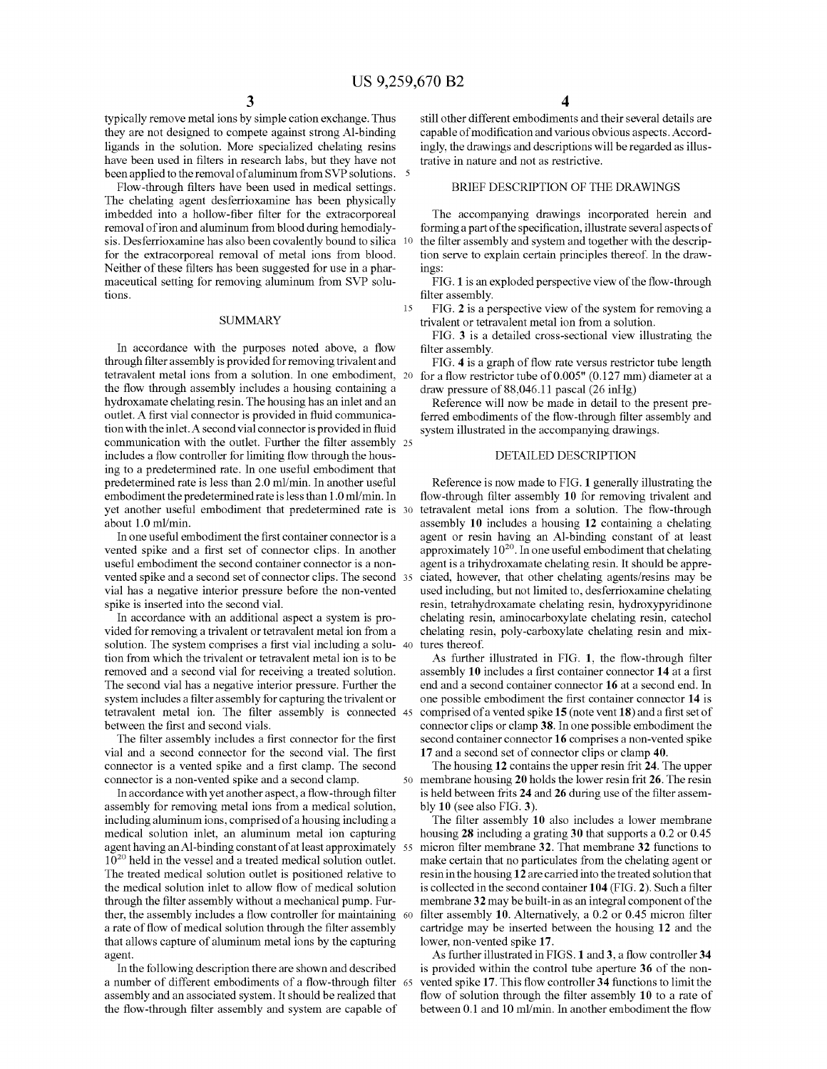typically remove metal ions by simple cation exchange. Thus they are not designed to compete against strong Al-binding ligands in the solution. More specialized chelating resins have been used in filters in research labs, but they have not been applied to the removal of aluminum from SVP solutions.

Flow-through filters have been used in medical settings. The chelating agent desferrioxamine has been physically imbedded into a hollow-fiber filter for the extracorporeal removal of iron and aluminum from blood during hemodialysis. Desferrioxamine has also been covalently bound to silica for the extracorporeal removal of metal ions from blood. Neither of these filters has been suggested for use in a pharmaceutical setting for removing aluminum from SVP solutions.

## SUMMARY

In accordance with the purposes noted above, a flow through filter assembly is provided for removing trivalent and tetravalent metal ions from a solution. In one embodiment, the flow through assembly includes a housing containing a hydroxamate chelating resin. The housing has an inlet and an outlet. A first vial connector is provided in fluid communication with the inlet. A second vial connector is provided in fluid communication with the outlet. Further the filter assembly includes a flow controller for limiting flow through the housing to a predetermined rate. In one useful embodiment that predetermined rate is less than 2.0 ml/min. In another useful embodiment the predetermined rate is less than 1.0 ml/min. In yet another useful embodiment that predetermined rate is about 1.0 ml/min.

In one useful embodiment the first container connector is a vented spike and a first set of connector clips. In another useful embodiment the second container connector is a non-vented spike and a second set of connector clips. The second vial has a negative interior pressure before the non-vented spike is inserted into the second vial.

In accordance with an additional aspect a system is provided for removing a trivalent or tetravalent metal ion from a solution. The system comprises a first vial including a solution from which the trivalent or tetravalent metal ion is to be removed and a second vial for receiving a treated solution. The second vial has a negative interior pressure. Further the system includes a filter assembly for capturing the trivalent or tetravalent metal ion. The filter assembly is connected between the first and second vials.

The filter assembly includes a first connector for the first vial and a second connector for the second vial. The first connector is a vented spike and a first clamp. The second connector is a non-vented spike and a second clamp.

In accordance with yet another aspect, a flow-through filter assembly for removing metal ions from a medical solution, including aluminum ions, comprised of a housing including a medical solution inlet, an aluminum metal ion capturing agent having an Al-binding constant of at least approximately $10^{20}$ held in the vessel and a treated medical solution outlet. The treated medical solution outlet is positioned relative to the medical solution inlet to allow flow of medical solution through the filter assembly without a mechanical pump. Further, the assembly includes a flow controller for maintaining a rate of flow of medical solution through the filter assembly that allows capture of aluminum metal ions by the capturing agent.

In the following description there are shown and described a number of different embodiments of a flow-through filter assembly and an associated system. It should be realized that the flow-through filter assembly and system are capable of still other different embodiments and their several details are capable of modification and various obvious aspects. Accordingly, the drawings and descriptions will be regarded as illustrative in nature and not as restrictive.

## BRIEF DESCRIPTION OF THE DRAWINGS

The accompanying drawings incorporated herein and forming a part of the specification, illustrate several aspects of the filter assembly and system and together with the description serve to explain certain principles thereof. In the drawings:

FIG. 1 is an exploded perspective view of the flow-through filter assembly.

FIG. 2 is a perspective view of the system for removing a trivalent or tetravalent metal ion from a solution.

FIG. 3 is a detailed cross-sectional view illustrating the filter assembly.

FIG. 4 is a graph of flow rate versus restrictor tube length for a flow restrictor tube of 0.005" (0.127 mm) diameter at a draw pressure of 88,046.11 pascal (26 inHg)

Reference will now be made in detail to the present preferred embodiments of the flow-through filter assembly and system illustrated in the accompanying drawings.

## DETAILED DESCRIPTION

Reference is now made to FIG. **1** generally illustrating the flow-through filter assembly **10** for removing trivalent and tetravalent metal ions from a solution. The flow-through assembly **10** includes a housing **12** containing a chelating agent or resin having an Al-binding constant of at least approximately $10^{20}$. In one useful embodiment that chelating agent is a trihydroxamate chelating resin. It should be appreciated, however, that other chelating agents/resins may be used including, but not limited to, desferrioxamine chelating resin, tetrahydroxamate chelating resin, hydroxypyridinone chelating resin, aminocarboxylate chelating resin, catechol chelating resin, poly-carboxylate chelating resin and mixtures thereof.

As further illustrated in FIG. **1**, the flow-through filter assembly **10** includes a first container connector **14** at a first end and a second container connector **16** at a second end. In one possible embodiment the first container connector **14** is comprised of a vented spike **15** (note vent **18**) and a first set of connector clips or clamp **38**. In one possible embodiment the second container connector **16** comprises a non-vented spike **17** and a second set of connector clips or clamp **40**.

The housing **12** contains the upper resin frit **24**. The upper membrane housing **20** holds the lower resin frit **26**. The resin is held between frits **24** and **26** during use of the filter assembly **10** (see also FIG. **3**).

The filter assembly **10** also includes a lower membrane housing **28** including a grating **30** that supports a 0.2 or 0.45 micron filter membrane **32**. That membrane **32** functions to make certain that no particulates from the chelating agent or resin in the housing **12** are carried into the treated solution that is collected in the second container **104** (FIG. **2**). Such a filter membrane **32** may be built-in as an integral component of the filter assembly **10**. Alternatively, a 0.2 or 0.45 micron filter cartridge may be inserted between the housing **12** and the lower, non-vented spike **17**.

As further illustrated in FIGS. **1** and **3**, a flow controller **34** is provided within the control tube aperture **36** of the non-vented spike **17**. This flow controller **34** functions to limit the flow of solution through the filter assembly **10** to a rate of between 0.1 and 10 ml/min. In another embodiment the flow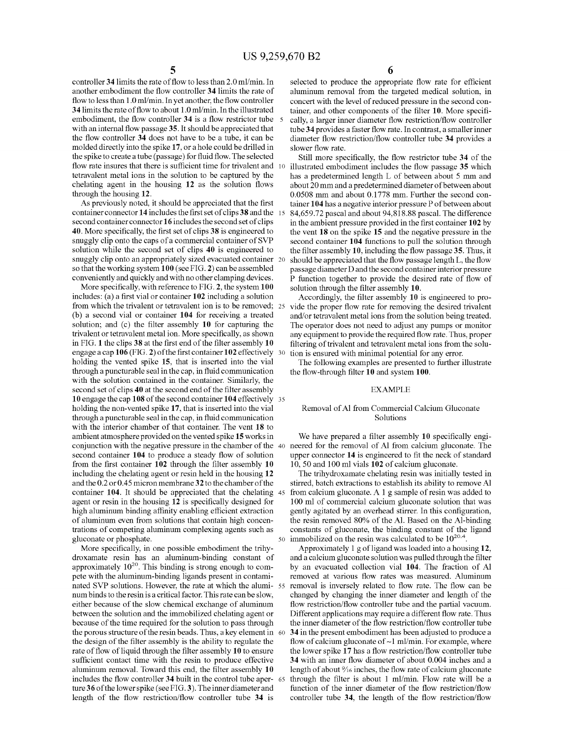controller 34 limits the rate of flow to less than 2.0 ml/min. In another embodiment the flow controller 34 limits the rate of flow to less than 1.0 ml/min. In yet another, the flow controller 34 limits the rate of flow to about 1.0 ml/min. In the illustrated embodiment, the flow controller 34 is a flow restrictor tube with an internal flow passage 35. It should be appreciated that the flow controller 34 does not have to be a tube, it can be molded directly into the spike 17, or a hole could be drilled in the spike to create a tube (passage) for fluid flow. The selected flow rate insures that there is sufficient time for trivalent and tetravalent metal ions in the solution to be captured by the chelating agent in the housing 12 as the solution flows through the housing 12.

As previously noted, it should be appreciated that the first container connector 14 includes the first set of clips 38 and the second container connector 16 includes the second set of clips 40. More specifically, the first set of clips 38 is engineered to snuggly clip onto the caps of a commercial container of SVP solution while the second set of clips 40 is engineered to snuggly clip onto an appropriately sized evacuated container so that the working system 100 (see FIG. 2) can be assembled conveniently and quickly and with no other clamping devices.

More specifically, with reference to FIG. 2, the system 100 includes: (a) a first vial or container 102 including a solution from which the trivalent or tetravalent ion is to be removed; (b) a second vial or container 104 for receiving a treated solution; and (c) the filter assembly 10 for capturing the trivalent or tetravalent metal ion. More specifically, as shown in FIG. 1 the clips 38 at the first end of the filter assembly 10 engage a cap 106 (FIG. 2) of the first container 102 effectively holding the vented spike 15, that is inserted into the vial through a puncturable seal in the cap, in fluid communication with the solution contained in the container. Similarly, the second set of clips 40 at the second end of the filter assembly 10 engage the cap 108 of the second container 104 effectively holding the non-vented spike 17, that is inserted into the vial through a puncturable seal in the cap, in fluid communication with the interior chamber of that container. The vent 18 to ambient atmosphere provided on the vented spike 15 works in conjunction with the negative pressure in the chamber of the second container 104 to produce a steady flow of solution from the first container 102 through the filter assembly 10 including the chelating agent or resin held in the housing 12 and the 0.2 or 0.45 micron membrane 32 to the chamber of the container 104. It should be appreciated that the chelating agent or resin in the housing 12 is specifically designed for high aluminum binding affinity enabling efficient extraction of aluminum even from solutions that contain high concentrations of competing aluminum complexing agents such as gluconate or phosphate.

More specifically, in one possible embodiment the trihydroxamate resin has an aluminum-binding constant of approximately $10^{20}$. This binding is strong enough to compete with the aluminum-binding ligands present in contaminated SVP solutions. However, the rate at which the aluminum binds to the resin is a critical factor. This rate can be slow, either because of the slow chemical exchange of aluminum between the solution and the immobilized chelating agent or because of the time required for the solution to pass through the porous structure of the resin beads. Thus, a key element in the design of the filter assembly is the ability to regulate the rate of flow of liquid through the filter assembly 10 to ensure sufficient contact time with the resin to produce effective aluminum removal. Toward this end, the filter assembly 10 includes the flow controller 34 built in the control tube aperture 36 of the lower spike (see FIG. 3). The inner diameter and length of the flow restriction/flow controller tube 34 is selected to produce the appropriate flow rate for efficient aluminum removal from the targeted medical solution, in concert with the level of reduced pressure in the second container, and other components of the filter 10. More specifically, a larger inner diameter flow restriction/flow controller tube 34 provides a faster flow rate. In contrast, a smaller inner diameter flow restriction/flow controller tube 34 provides a slower flow rate.

Still more specifically, the flow restrictor tube 34 of the illustrated embodiment includes the flow passage 35 which has a predetermined length L of between about 5 mm and about 20 mm and a predetermined diameter of between about 0.0508 mm and about 0.1778 mm. Further the second container 104 has a negative interior pressure P of between about 84,659.72 pascal and about 94,818.88 pascal. The difference in the ambient pressure provided in the first container 102 by the vent 18 on the spike 15 and the negative pressure in the second container 104 functions to pull the solution through the filter assembly 10, including the flow passage 35. Thus, it should be appreciated that the flow passage length L, the flow passage diameter D and the second container interior pressure P function together to provide the desired rate of flow of solution through the filter assembly 10.

Accordingly, the filter assembly 10 is engineered to provide the proper flow rate for removing the desired trivalent and/or tetravalent metal ions from the solution being treated. The operator does not need to adjust any pumps or monitor any equipment to provide the required flow rate. Thus, proper filtering of trivalent and tetravalent metal ions from the solution is ensured with minimal potential for any error.

The following examples are presented to further illustrate the flow-through filter 10 and system 100.

## EXAMPLE

### Removal of Al from Commercial Calcium Gluconate Solutions

We have prepared a filter assembly 10 specifically engineered for the removal of Al from calcium gluconate. The upper connector 14 is engineered to fit the neck of standard 10, 50 and 100 ml vials 102 of calcium gluconate.

The trihydroxamate chelating resin was initially tested in stirred, batch extractions to establish its ability to remove Al from calcium gluconate. A 1 g sample of resin was added to 100 ml of commercial calcium gluconate solution that was gently agitated by an overhead stirrer. In this configuration, the resin removed 80% of the Al. Based on the Al-binding constants of gluconate, the binding constant of the ligand immobilized on the resin was calculated to be $10^{20.4}$.

Approximately 1 g of ligand was loaded into a housing 12, and a calcium gluconate solution was pulled through the filter by an evacuated collection vial 104. The fraction of Al removed at various flow rates was measured. Aluminum removal is inversely related to flow rate. The flow can be changed by changing the inner diameter and length of the flow restriction/flow controller tube and the partial vacuum. Different applications may require a different flow rate. Thus the inner diameter of the flow restriction/flow controller tube 34 in the present embodiment has been adjusted to produce a flow of calcium gluconate of ~1 ml/min. For example, where the lower spike 17 has a flow restriction/flow controller tube 34 with an inner flow diameter of about 0.004 inches and a length of about 9/16 inches, the flow rate of calcium gluconate through the filter is about 1 ml/min. Flow rate will be a function of the inner diameter of the flow restriction/flow controller tube 34, the length of the flow restriction/flow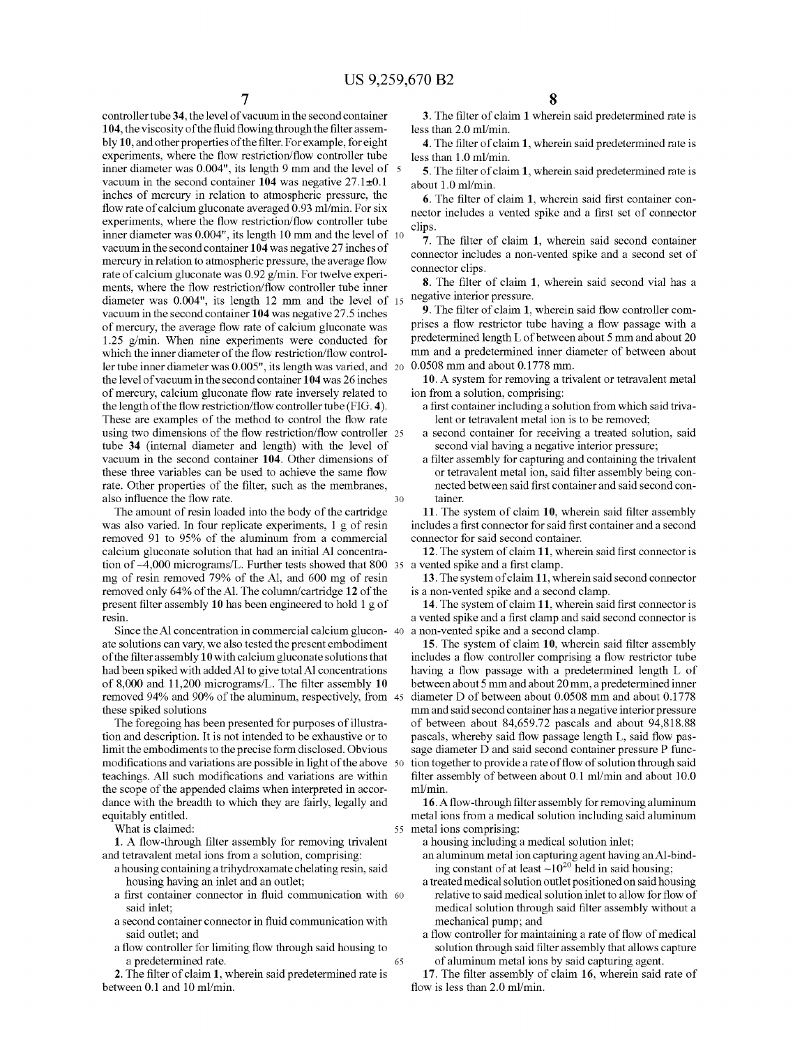controller tube 34, the level of vacuum in the second container 104, the viscosity of the fluid flowing through the filter assembly 10, and other properties of the filter. For example, for eight experiments, where the flow restriction/flow controller tube inner diameter was 0.004", its length 9 mm and the level of vacuum in the second container 104 was negative 27.1±0.1 inches of mercury in relation to atmospheric pressure, the flow rate of calcium gluconate averaged 0.93 ml/min. For six experiments, where the flow restriction/flow controller tube inner diameter was 0.004", its length 10 mm and the level of vacuum in the second container 104 was negative 27 inches of mercury in relation to atmospheric pressure, the average flow rate of calcium gluconate was 0.92 g/min. For twelve experiments, where the flow restriction/flow controller tube inner diameter was 0.004", its length 12 mm and the level of vacuum in the second container 104 was negative 27.5 inches of mercury, the average flow rate of calcium gluconate was 1.25 g/min. When nine experiments were conducted for which the inner diameter of the flow restriction/flow controller tube inner diameter was 0.005", its length was varied, and the level of vacuum in the second container 104 was 26 inches of mercury, calcium gluconate flow rate inversely related to the length of the flow restriction/flow controller tube (FIG. 4). These are examples of the method to control the flow rate using two dimensions of the flow restriction/flow controller tube 34 (internal diameter and length) with the level of vacuum in the second container 104. Other dimensions of these three variables can be used to achieve the same flow rate. Other properties of the filter, such as the membranes, also influence the flow rate.

The amount of resin loaded into the body of the cartridge was also varied. In four replicate experiments, 1 g of resin removed 91 to 95% of the aluminum from a commercial calcium gluconate solution that had an initial Al concentration of ~4,000 micrograms/L. Further tests showed that 800 mg of resin removed 79% of the Al, and 600 mg of resin removed only 64% of the Al. The column/cartridge 12 of the present filter assembly 10 has been engineered to hold 1 g of resin.

Since the Al concentration in commercial calcium gluconate solutions can vary, we also tested the present embodiment of the filter assembly 10 with calcium gluconate solutions that had been spiked with added Al to give total Al concentrations of 8,000 and 11,200 micrograms/L. The filter assembly 10 removed 94% and 90% of the aluminum, respectively, from these spiked solutions

The foregoing has been presented for purposes of illustration and description. It is not intended to be exhaustive or to limit the embodiments to the precise form disclosed. Obvious modifications and variations are possible in light of the above teachings. All such modifications and variations are within the scope of the appended claims when interpreted in accordance with the breadth to which they are fairly, legally and equitably entitled.

What is claimed:

1. A flow-through filter assembly for removing trivalent and tetravalent metal ions from a solution, comprising:
   - a housing containing a trihydroxamate chelating resin, said housing having an inlet and an outlet;
   - a first container connector in fluid communication with said inlet;
   - a second container connector in fluid communication with said outlet; and
   - a flow controller for limiting flow through said housing to a predetermined rate.

2. The filter of claim 1, wherein said predetermined rate is between 0.1 and 10 ml/min.

3. The filter of claim 1 wherein said predetermined rate is less than 2.0 ml/min.

4. The filter of claim 1, wherein said predetermined rate is less than 1.0 ml/min.

5. The filter of claim 1, wherein said predetermined rate is about 1.0 ml/min.

6. The filter of claim 1, wherein said first container connector includes a vented spike and a first set of connector clips.

7. The filter of claim 1, wherein said second container connector includes a non-vented spike and a second set of connector clips.

8. The filter of claim 1, wherein said second vial has a negative interior pressure.

9. The filter of claim 1, wherein said flow controller comprises a flow restrictor tube having a flow passage with a predetermined length L of between about 5 mm and about 20 mm and a predetermined inner diameter of between about 0.0508 mm and about 0.1778 mm.

10. A system for removing a trivalent or tetravalent metal ion from a solution, comprising:
    - a first container including a solution from which said trivalent or tetravalent metal ion is to be removed;
    - a second container for receiving a treated solution, said second vial having a negative interior pressure;
    - a filter assembly for capturing and containing the trivalent or tetravalent metal ion, said filter assembly being connected between said first container and said second container.

11. The system of claim 10, wherein said filter assembly includes a first connector for said first container and a second connector for said second container.

12. The system of claim 11, wherein said first connector is a vented spike and a first clamp.

13. The system of claim 11, wherein said second connector is a non-vented spike and a second clamp.

14. The system of claim 11, wherein said first connector is a vented spike and a first clamp and said second connector is a non-vented spike and a second clamp.

15. The system of claim 10, wherein said filter assembly includes a flow controller comprising a flow restrictor tube having a flow passage with a predetermined length L of between about 5 mm and about 20 mm, a predetermined inner diameter D of between about 0.0508 mm and about 0.1778 mm and said second container has a negative interior pressure of between about 84,659.72 pascals and about 94,818.88 pascals, whereby said flow passage length L, said flow passage diameter D and said second container pressure P function together to provide a rate of flow of solution through said filter assembly of between about 0.1 ml/min and about 10.0 ml/min.

16. A flow-through filter assembly for removing aluminum metal ions from a medical solution including said aluminum metal ions comprising:
    - a housing including a medical solution inlet;
    - an aluminum metal ion capturing agent having an Al-binding constant of at least $\sim 10^{20}$ held in said housing;
    - a treated medical solution outlet positioned on said housing relative to said medical solution inlet to allow for flow of medical solution through said filter assembly without a mechanical pump; and
    - a flow controller for maintaining a rate of flow of medical solution through said filter assembly that allows capture of aluminum metal ions by said capturing agent.

17. The filter assembly of claim 16, wherein said rate of flow is less than 2.0 ml/min.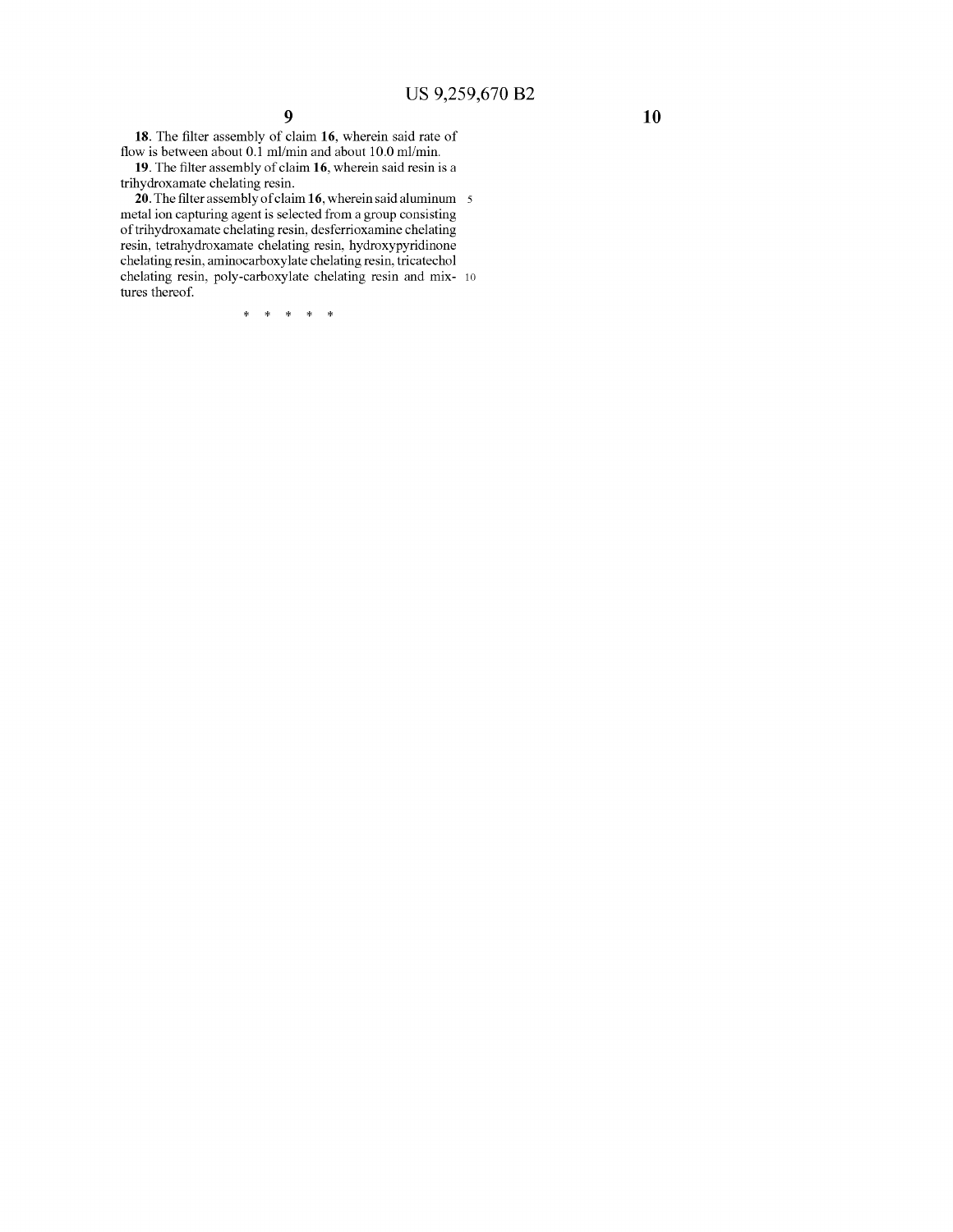**18**. The filter assembly of claim **16**, wherein said rate of flow is between about 0.1 ml/min and about 10.0 ml/min.

**19**. The filter assembly of claim **16**, wherein said resin is a trihydroxamate chelating resin.

**20**. The filter assembly of claim **16**, wherein said aluminum metal ion capturing agent is selected from a group consisting of trihydroxamate chelating resin, desferrioxamine chelating resin, tetrahydroxamate chelating resin, hydroxypyridinone chelating resin, aminocarboxylate chelating resin, tricatechol chelating resin, poly-carboxylate chelating resin and mixtures thereof.

* * * * *